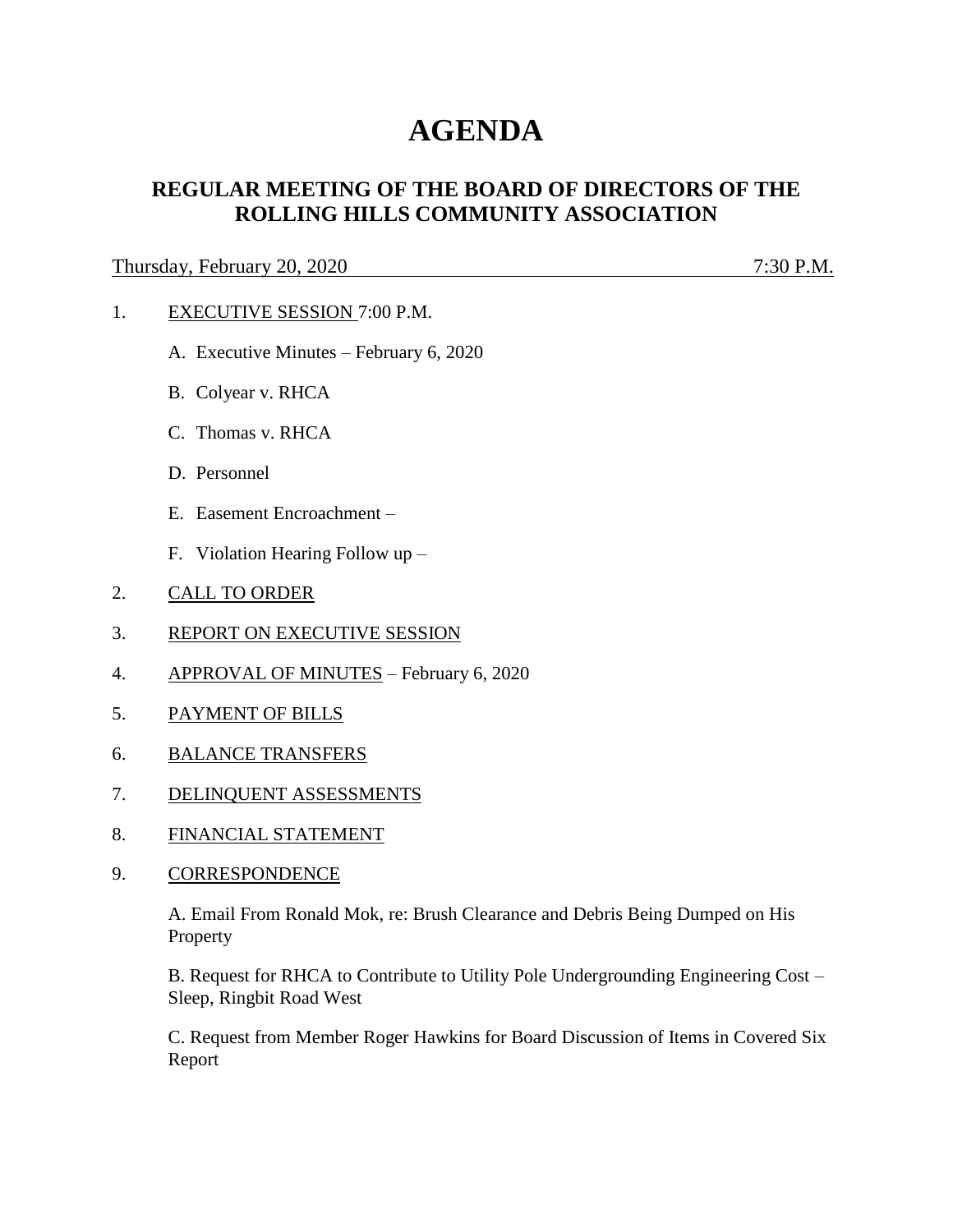# AGENDA

## REGULAR MEETING OF THE BOARD OF DIRECTORS OF THE ROLLING HILLS COMMUNITY ASSOCIATION

Thursday, February 20, 2020 7:30 P.M.

1. EXECUTIVE SESSION 7:00 P.M.

   A. Executive Minutes – February 6, 2020

   B. Colyear v. RHCA

   C. Thomas v. RHCA

   D. Personnel

   E. Easement Encroachment –

   F. Violation Hearing Follow up –

2. CALL TO ORDER

3. REPORT ON EXECUTIVE SESSION

4. APPROVAL OF MINUTES – February 6, 2020

5. PAYMENT OF BILLS

6. BALANCE TRANSFERS

7. DELINQUENT ASSESSMENTS

8. FINANCIAL STATEMENT

9. CORRESPONDENCE

   A. Email From Ronald Mok, re: Brush Clearance and Debris Being Dumped on His Property

   B. Request for RHCA to Contribute to Utility Pole Undergrounding Engineering Cost – Sleep, Ringbit Road West

   C. Request from Member Roger Hawkins for Board Discussion of Items in Covered Six Report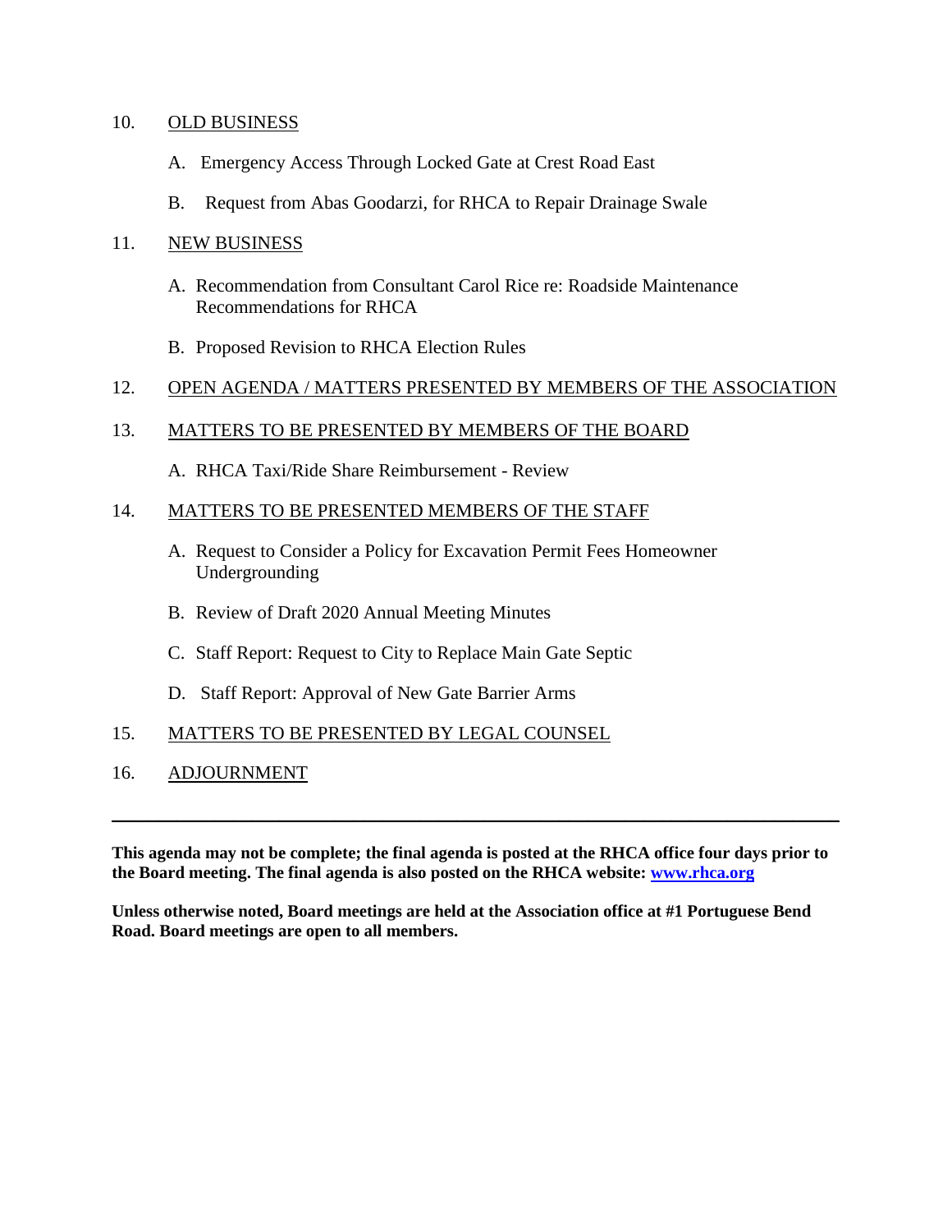10. OLD BUSINESS

    A. Emergency Access Through Locked Gate at Crest Road East

    B. Request from Abas Goodarzi, for RHCA to Repair Drainage Swale

11. NEW BUSINESS

    A. Recommendation from Consultant Carol Rice re: Roadside Maintenance Recommendations for RHCA

    B. Proposed Revision to RHCA Election Rules

12. OPEN AGENDA / MATTERS PRESENTED BY MEMBERS OF THE ASSOCIATION

13. MATTERS TO BE PRESENTED BY MEMBERS OF THE BOARD

    A. RHCA Taxi/Ride Share Reimbursement - Review

14. MATTERS TO BE PRESENTED MEMBERS OF THE STAFF

    A. Request to Consider a Policy for Excavation Permit Fees Homeowner Undergrounding

    B. Review of Draft 2020 Annual Meeting Minutes

    C. Staff Report: Request to City to Replace Main Gate Septic

    D. Staff Report: Approval of New Gate Barrier Arms

15. MATTERS TO BE PRESENTED BY LEGAL COUNSEL

16. ADJOURNMENT

---

**This agenda may not be complete; the final agenda is posted at the RHCA office four days prior to the Board meeting. The final agenda is also posted on the RHCA website: [www.rhca.org](http://www.rhca.org)**

**Unless otherwise noted, Board meetings are held at the Association office at #1 Portuguese Bend Road. Board meetings are open to all members.**